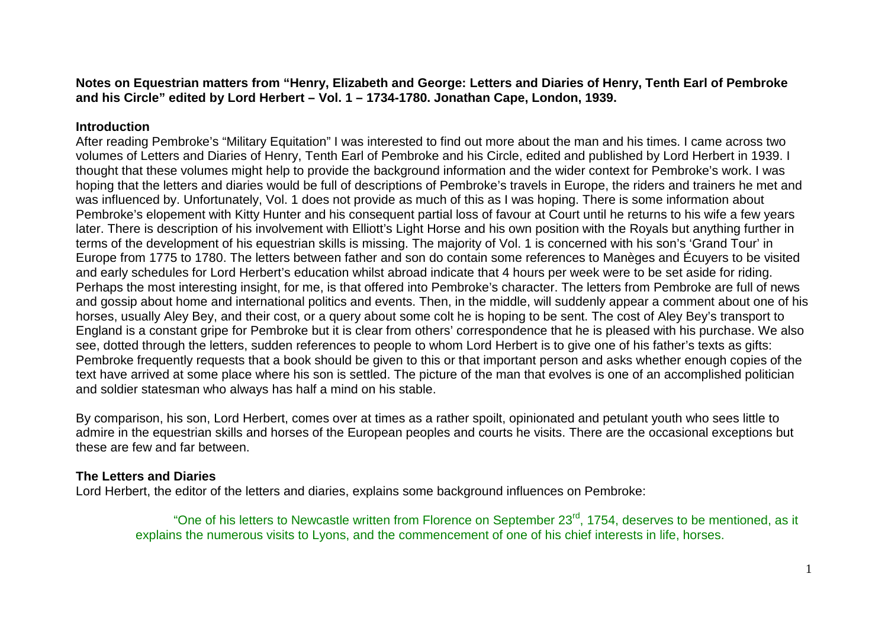**Notes on Equestrian matters from "Henry, Elizabeth and George: Letters and Diaries of Henry, Tenth Earl of Pembroke and his Circle" edited by Lord Herbert – Vol. 1 – 1734-1780. Jonathan Cape, London, 1939.**

## Introduction

After reading Pembroke's "Military Equitation" I was interested to find out more about the man and his times. I came across two volumes of Letters and Diaries of Henry, Tenth Earl of Pembroke and his Circle, edited and published by Lord Herbert in 1939. I thought that these volumes might help to provide the background information and the wider context for Pembroke's work. I was hoping that the letters and diaries would be full of descriptions of Pembroke's travels in Europe, the riders and trainers he met and was influenced by. Unfortunately, Vol. 1 does not provide as much of this as I was hoping. There is some information about Pembroke's elopement with Kitty Hunter and his consequent partial loss of favour at Court until he returns to his wife a few years later. There is description of his involvement with Elliott's Light Horse and his own position with the Royals but anything further in terms of the development of his equestrian skills is missing. The majority of Vol. 1 is concerned with his son's 'Grand Tour' in Europe from 1775 to 1780. The letters between father and son do contain some references to Manèges and Écuyers to be visited and early schedules for Lord Herbert's education whilst abroad indicate that 4 hours per week were to be set aside for riding. Perhaps the most interesting insight, for me, is that offered into Pembroke's character. The letters from Pembroke are full of news and gossip about home and international politics and events. Then, in the middle, will suddenly appear a comment about one of his horses, usually Aley Bey, and their cost, or a query about some colt he is hoping to be sent. The cost of Aley Bey's transport to England is a constant gripe for Pembroke but it is clear from others' correspondence that he is pleased with his purchase. We also see, dotted through the letters, sudden references to people to whom Lord Herbert is to give one of his father's texts as gifts: Pembroke frequently requests that a book should be given to this or that important person and asks whether enough copies of the text have arrived at some place where his son is settled. The picture of the man that evolves is one of an accomplished politician and soldier statesman who always has half a mind on his stable.

By comparison, his son, Lord Herbert, comes over at times as a rather spoilt, opinionated and petulant youth who sees little to admire in the equestrian skills and horses of the European peoples and courts he visits. There are the occasional exceptions but these are few and far between.

## The Letters and Diaries

Lord Herbert, the editor of the letters and diaries, explains some background influences on Pembroke:

> "One of his letters to Newcastle written from Florence on September 23rd, 1754, deserves to be mentioned, as it explains the numerous visits to Lyons, and the commencement of one of his chief interests in life, horses.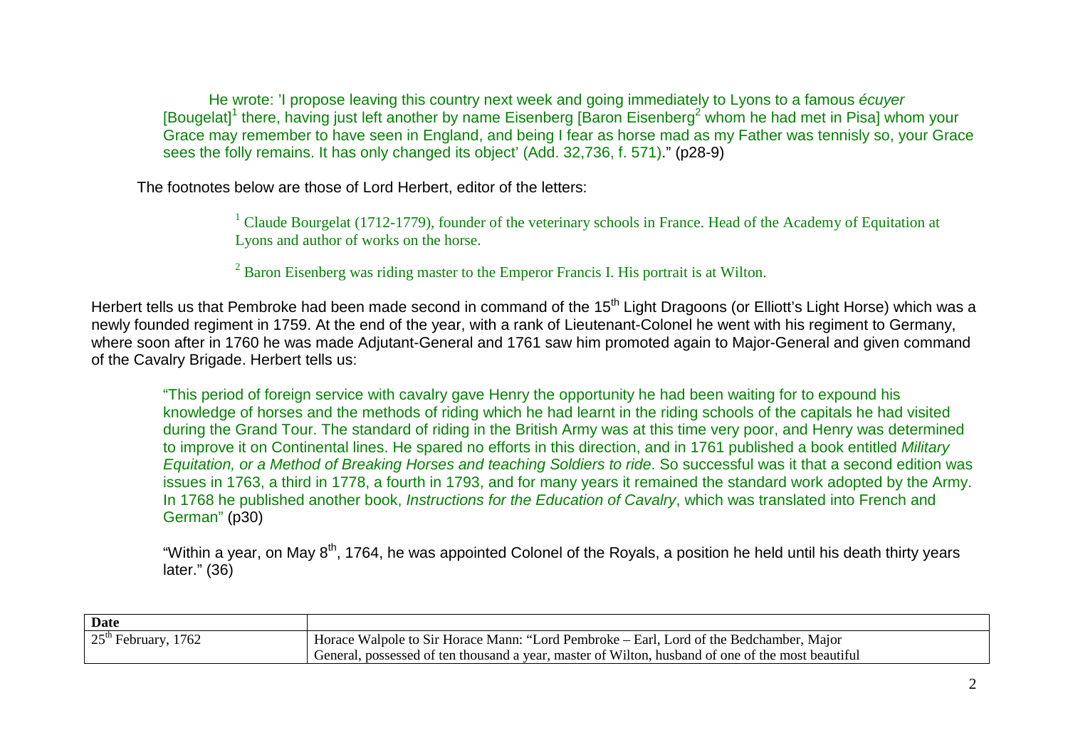He wrote: 'I propose leaving this country next week and going immediately to Lyons to a famous *écuyer* [Bougelat][1] there, having just left another by name Eisenberg [Baron Eisenberg[2] whom he had met in Pisa] whom your Grace may remember to have seen in England, and being I fear as horse mad as my Father was tennisly so, your Grace sees the folly remains. It has only changed its object' (Add. 32,736, f. 571)." (p28-9)

The footnotes below are those of Lord Herbert, editor of the letters:

> [1] Claude Bourgelat (1712-1779), founder of the veterinary schools in France. Head of the Academy of Equitation at Lyons and author of works on the horse.
>
> [2] Baron Eisenberg was riding master to the Emperor Francis I. His portrait is at Wilton.

Herbert tells us that Pembroke had been made second in command of the 15th Light Dragoons (or Elliott's Light Horse) which was a newly founded regiment in 1759. At the end of the year, with a rank of Lieutenant-Colonel he went with his regiment to Germany, where soon after in 1760 he was made Adjutant-General and 1761 saw him promoted again to Major-General and given command of the Cavalry Brigade. Herbert tells us:

> "This period of foreign service with cavalry gave Henry the opportunity he had been waiting for to expound his knowledge of horses and the methods of riding which he had learnt in the riding schools of the capitals he had visited during the Grand Tour. The standard of riding in the British Army was at this time very poor, and Henry was determined to improve it on Continental lines. He spared no efforts in this direction, and in 1761 published a book entitled *Military Equitation, or a Method of Breaking Horses and teaching Soldiers to ride*. So successful was it that a second edition was issues in 1763, a third in 1778, a fourth in 1793, and for many years it remained the standard work adopted by the Army. In 1768 he published another book, *Instructions for the Education of Cavalry*, which was translated into French and German" (p30)
>
> "Within a year, on May 8th, 1764, he was appointed Colonel of the Royals, a position he held until his death thirty years later." (36)

| Date | |
|---|---|
| 25th February, 1762 | Horace Walpole to Sir Horace Mann: "Lord Pembroke – Earl, Lord of the Bedchamber, Major General, possessed of ten thousand a year, master of Wilton, husband of one of the most beautiful |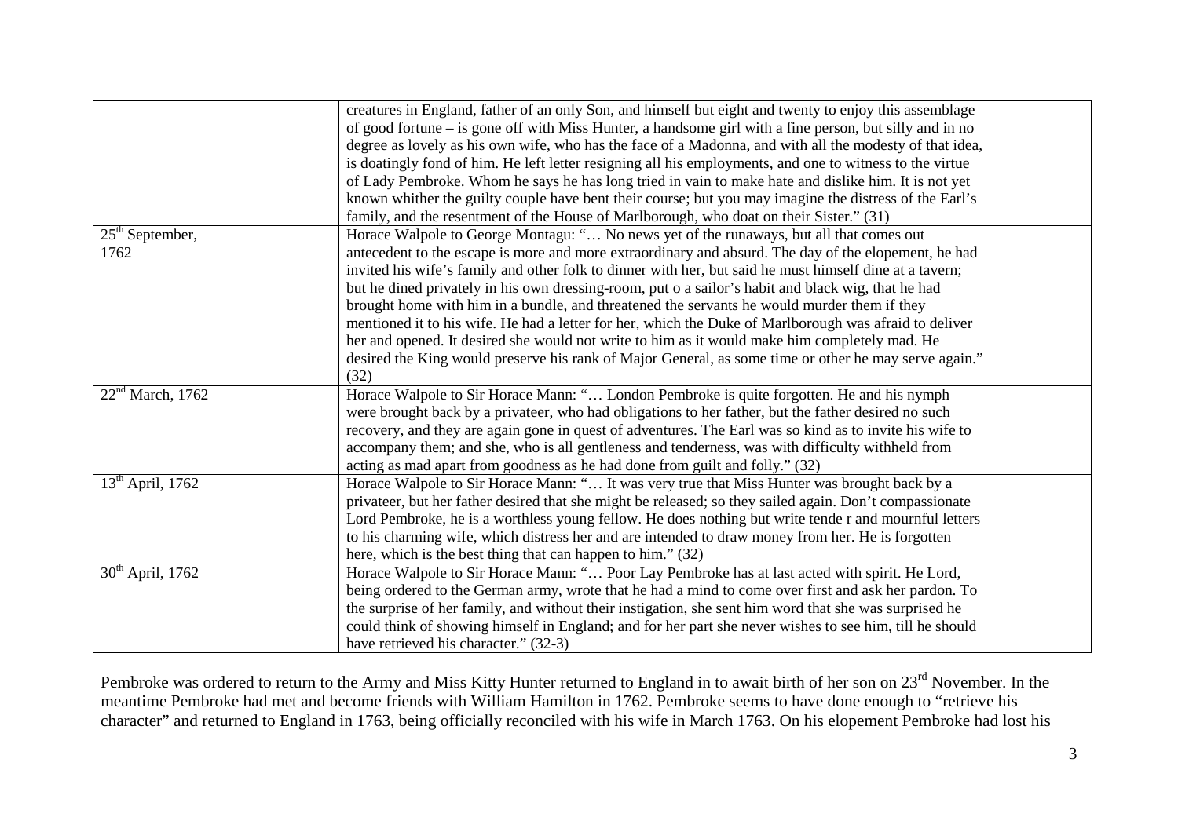| | |
|---|---|
| | creatures in England, father of an only Son, and himself but eight and twenty to enjoy this assemblage of good fortune – is gone off with Miss Hunter, a handsome girl with a fine person, but silly and in no degree as lovely as his own wife, who has the face of a Madonna, and with all the modesty of that idea, is doatingly fond of him. He left letter resigning all his employments, and one to witness to the virtue of Lady Pembroke. Whom he says he has long tried in vain to make hate and dislike him. It is not yet known whither the guilty couple have bent their course; but you may imagine the distress of the Earl's family, and the resentment of the House of Marlborough, who doat on their Sister." (31) |
| 25th September, 1762 | Horace Walpole to George Montagu: "… No news yet of the runaways, but all that comes out antecedent to the escape is more and more extraordinary and absurd. The day of the elopement, he had invited his wife's family and other folk to dinner with her, but said he must himself dine at a tavern; but he dined privately in his own dressing-room, put o a sailor's habit and black wig, that he had brought home with him in a bundle, and threatened the servants he would murder them if they mentioned it to his wife. He had a letter for her, which the Duke of Marlborough was afraid to deliver her and opened. It desired she would not write to him as it would make him completely mad. He desired the King would preserve his rank of Major General, as some time or other he may serve again." (32) |
| 22nd March, 1762 | Horace Walpole to Sir Horace Mann: "… London Pembroke is quite forgotten. He and his nymph were brought back by a privateer, who had obligations to her father, but the father desired no such recovery, and they are again gone in quest of adventures. The Earl was so kind as to invite his wife to accompany them; and she, who is all gentleness and tenderness, was with difficulty withheld from acting as mad apart from goodness as he had done from guilt and folly." (32) |
| 13th April, 1762 | Horace Walpole to Sir Horace Mann: "… It was very true that Miss Hunter was brought back by a privateer, but her father desired that she might be released; so they sailed again. Don't compassionate Lord Pembroke, he is a worthless young fellow. He does nothing but write tende r and mournful letters to his charming wife, which distress her and are intended to draw money from her. He is forgotten here, which is the best thing that can happen to him." (32) |
| 30th April, 1762 | Horace Walpole to Sir Horace Mann: "… Poor Lay Pembroke has at last acted with spirit. He Lord, being ordered to the German army, wrote that he had a mind to come over first and ask her pardon. To the surprise of her family, and without their instigation, she sent him word that she was surprised he could think of showing himself in England; and for her part she never wishes to see him, till he should have retrieved his character." (32-3) |

Pembroke was ordered to return to the Army and Miss Kitty Hunter returned to England in to await birth of her son on 23rd November. In the meantime Pembroke had met and become friends with William Hamilton in 1762. Pembroke seems to have done enough to "retrieve his character" and returned to England in 1763, being officially reconciled with his wife in March 1763. On his elopement Pembroke had lost his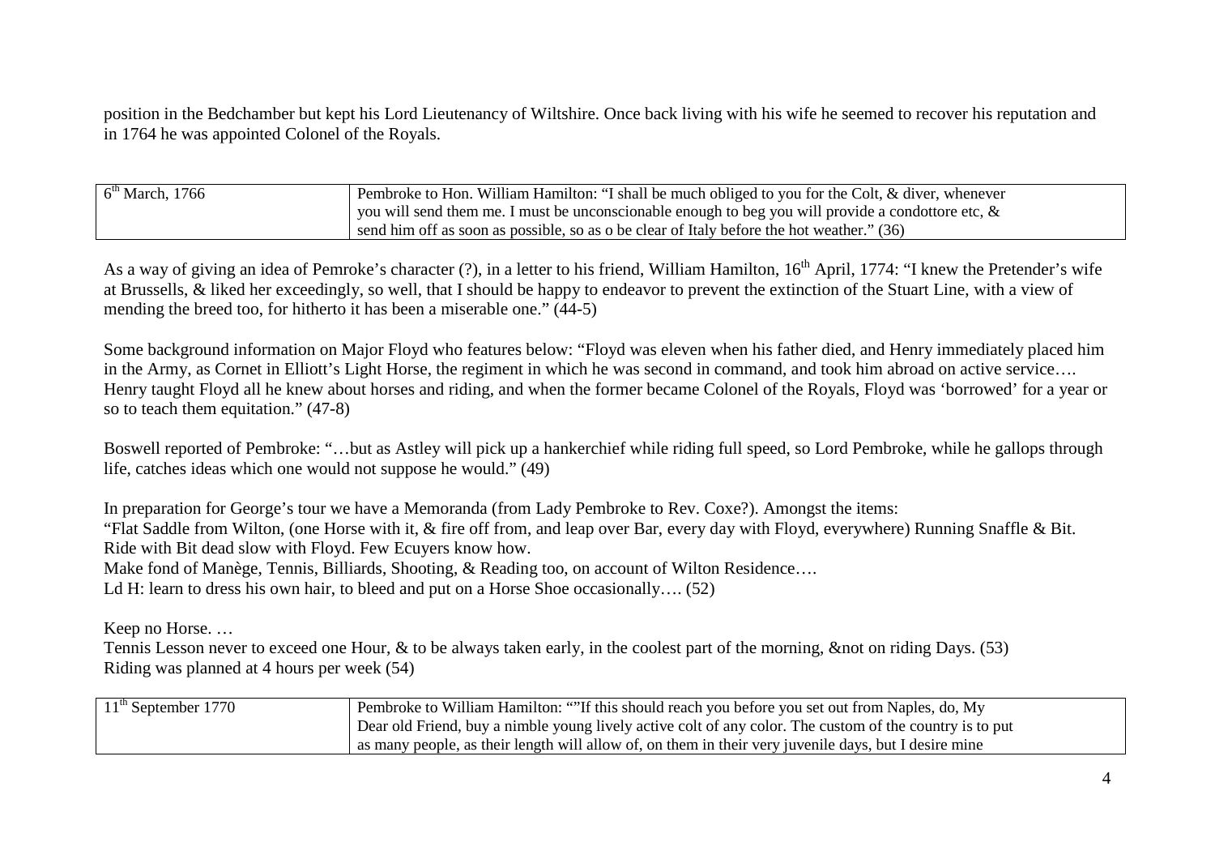position in the Bedchamber but kept his Lord Lieutenancy of Wiltshire. Once back living with his wife he seemed to recover his reputation and in 1764 he was appointed Colonel of the Royals.

| 6th March, 1766 | Pembroke to Hon. William Hamilton: "I shall be much obliged to you for the Colt, & diver, whenever you will send them me. I must be unconscionable enough to beg you will provide a condottore etc, & send him off as soon as possible, so as o be clear of Italy before the hot weather." (36) |
|---|---|

As a way of giving an idea of Pemroke's character (?), in a letter to his friend, William Hamilton, 16th April, 1774: "I knew the Pretender's wife at Brussells, & liked her exceedingly, so well, that I should be happy to endeavor to prevent the extinction of the Stuart Line, with a view of mending the breed too, for hitherto it has been a miserable one." (44-5)

Some background information on Major Floyd who features below: "Floyd was eleven when his father died, and Henry immediately placed him in the Army, as Cornet in Elliott's Light Horse, the regiment in which he was second in command, and took him abroad on active service…. Henry taught Floyd all he knew about horses and riding, and when the former became Colonel of the Royals, Floyd was 'borrowed' for a year or so to teach them equitation." (47-8)

Boswell reported of Pembroke: "…but as Astley will pick up a hankerchief while riding full speed, so Lord Pembroke, while he gallops through life, catches ideas which one would not suppose he would." (49)

In preparation for George's tour we have a Memoranda (from Lady Pembroke to Rev. Coxe?). Amongst the items:
"Flat Saddle from Wilton, (one Horse with it, & fire off from, and leap over Bar, every day with Floyd, everywhere) Running Snaffle & Bit. Ride with Bit dead slow with Floyd. Few Ecuyers know how.
Make fond of Manège, Tennis, Billiards, Shooting, & Reading too, on account of Wilton Residence….
Ld H: learn to dress his own hair, to bleed and put on a Horse Shoe occasionally…. (52)

Keep no Horse. …
Tennis Lesson never to exceed one Hour, & to be always taken early, in the coolest part of the morning, &not on riding Days. (53)
Riding was planned at 4 hours per week (54)

| 11th September 1770 | Pembroke to William Hamilton: ""If this should reach you before you set out from Naples, do, My Dear old Friend, buy a nimble young lively active colt of any color. The custom of the country is to put as many people, as their length will allow of, on them in their very juvenile days, but I desire mine |
|---|---|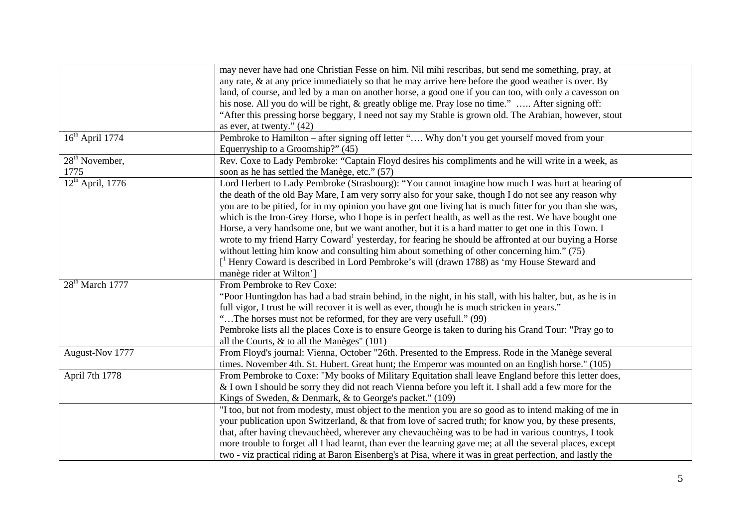| | |
|---|---|
| | may never have had one Christian Fesse on him. Nil mihi rescribas, but send me something, pray, at any rate, & at any price immediately so that he may arrive here before the good weather is over. By land, of course, and led by a man on another horse, a good one if you can too, with only a cavesson on his nose. All you do will be right, & greatly oblige me. Pray lose no time." ….. After signing off: "After this pressing horse beggary, I need not say my Stable is grown old. The Arabian, however, stout as ever, at twenty." (42) |
| 16th April 1774 | Pembroke to Hamilton – after signing off letter "…. Why don't you get yourself moved from your Equerryship to a Groomship?" (45) |
| 28th November, 1775 | Rev. Coxe to Lady Pembroke: "Captain Floyd desires his compliments and he will write in a week, as soon as he has settled the Manège, etc." (57) |
| 12th April, 1776 | Lord Herbert to Lady Pembroke (Strasbourg): "You cannot imagine how much I was hurt at hearing of the death of the old Bay Mare, I am very sorry also for your sake, though I do not see any reason why you are to be pitied, for in my opinion you have got one living hat is much fitter for you than she was, which is the Iron-Grey Horse, who I hope is in perfect health, as well as the rest. We have bought one Horse, a very handsome one, but we want another, but it is a hard matter to get one in this Town. I wrote to my friend Harry Coward[1] yesterday, for fearing he should be affronted at our buying a Horse without letting him know and consulting him about something of other concerning him." (75) [[1] Henry Coward is described in Lord Pembroke's will (drawn 1788) as 'my House Steward and manège rider at Wilton'] |
| 28th March 1777 | From Pembroke to Rev Coxe: "Poor Huntingdon has had a bad strain behind, in the night, in his stall, with his halter, but, as he is in full vigor, I trust he will recover it is well as ever, though he is much stricken in years." "…The horses must not be reformed, for they are very usefull." (99) Pembroke lists all the places Coxe is to ensure George is taken to during his Grand Tour: "Pray go to all the Courts, & to all the Manèges" (101) |
| August-Nov 1777 | From Floyd's journal: Vienna, October "26th. Presented to the Empress. Rode in the Manège several times. November 4th. St. Hubert. Great hunt; the Emperor was mounted on an English horse." (105) |
| April 7th 1778 | From Pembroke to Coxe: "My books of Military Equitation shall leave England before this letter does, & I own I should be sorry they did not reach Vienna before you left it. I shall add a few more for the Kings of Sweden, & Denmark, & to George's packet." (109) |
| | "I too, but not from modesty, must object to the mention you are so good as to intend making of me in your publication upon Switzerland, & that from love of sacred truth; for know you, by these presents, that, after having chevauchèed, wherever any chevauchèing was to be had in various countrys, I took more trouble to forget all I had learnt, than ever the learning gave me; at all the several places, except two - viz practical riding at Baron Eisenberg's at Pisa, where it was in great perfection, and lastly the |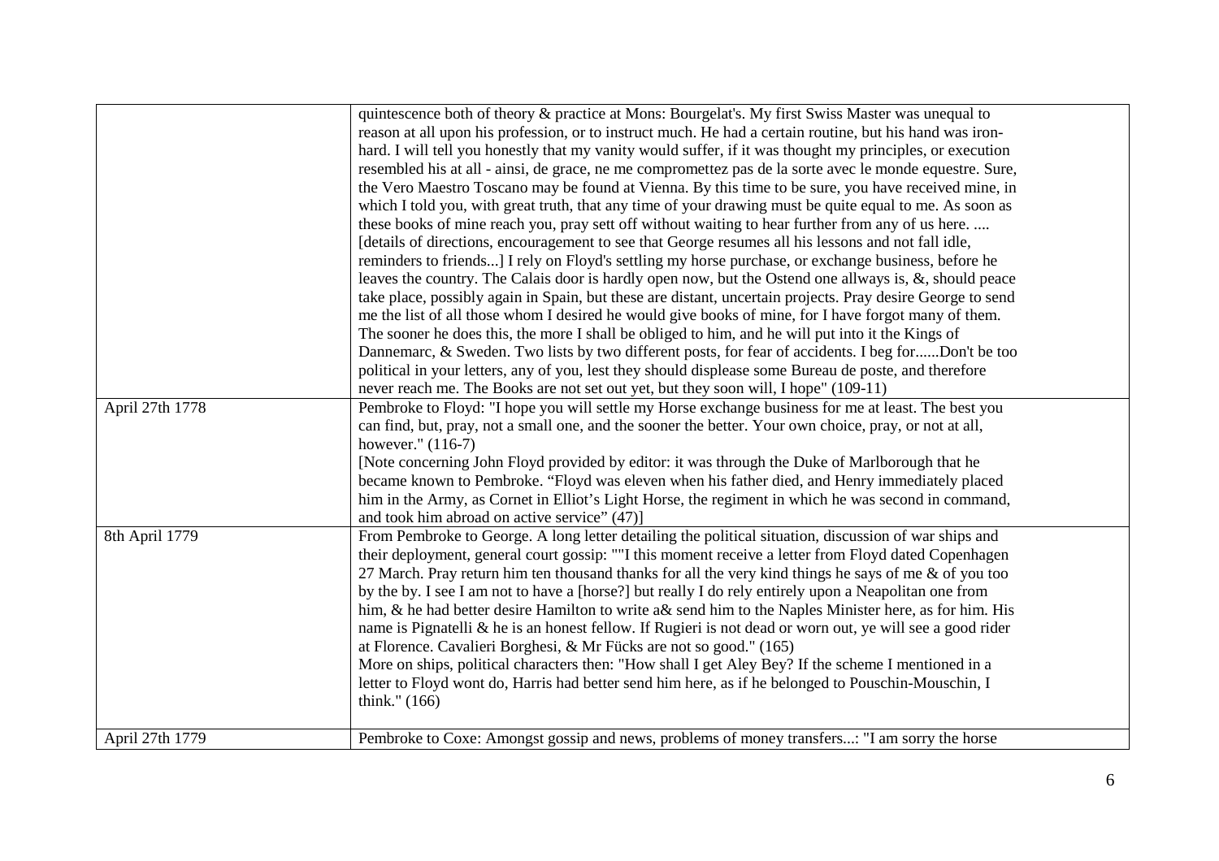| | |
|---|---|
| | quintescence both of theory & practice at Mons: Bourgelat's. My first Swiss Master was unequal to reason at all upon his profession, or to instruct much. He had a certain routine, but his hand was iron-hard. I will tell you honestly that my vanity would suffer, if it was thought my principles, or execution resembled his at all - ainsi, de grace, ne me compromettez pas de la sorte avec le monde equestre. Sure, the Vero Maestro Toscano may be found at Vienna. By this time to be sure, you have received mine, in which I told you, with great truth, that any time of your drawing must be quite equal to me. As soon as these books of mine reach you, pray sett off without waiting to hear further from any of us here. .... [details of directions, encouragement to see that George resumes all his lessons and not fall idle, reminders to friends...] I rely on Floyd's settling my horse purchase, or exchange business, before he leaves the country. The Calais door is hardly open now, but the Ostend one allways is, &, should peace take place, possibly again in Spain, but these are distant, uncertain projects. Pray desire George to send me the list of all those whom I desired he would give books of mine, for I have forgot many of them. The sooner he does this, the more I shall be obliged to him, and he will put into it the Kings of Dannemarc, & Sweden. Two lists by two different posts, for fear of accidents. I beg for......Don't be too political in your letters, any of you, lest they should displease some Bureau de poste, and therefore never reach me. The Books are not set out yet, but they soon will, I hope" (109-11) |
| April 27th 1778 | Pembroke to Floyd: "I hope you will settle my Horse exchange business for me at least. The best you can find, but, pray, not a small one, and the sooner the better. Your own choice, pray, or not at all, however." (116-7)<br>[Note concerning John Floyd provided by editor: it was through the Duke of Marlborough that he became known to Pembroke. "Floyd was eleven when his father died, and Henry immediately placed him in the Army, as Cornet in Elliot's Light Horse, the regiment in which he was second in command, and took him abroad on active service" (47)] |
| 8th April 1779 | From Pembroke to George. A long letter detailing the political situation, discussion of war ships and their deployment, general court gossip: ""I this moment receive a letter from Floyd dated Copenhagen 27 March. Pray return him ten thousand thanks for all the very kind things he says of me & of you too by the by. I see I am not to have a [horse?] but really I do rely entirely upon a Neapolitan one from him, & he had better desire Hamilton to write a& send him to the Naples Minister here, as for him. His name is Pignatelli & he is an honest fellow. If Rugieri is not dead or worn out, ye will see a good rider at Florence. Cavalieri Borghesi, & Mr Fücks are not so good." (165)<br>More on ships, political characters then: "How shall I get Aley Bey? If the scheme I mentioned in a letter to Floyd wont do, Harris had better send him here, as if he belonged to Pouschin-Mouschin, I think." (166) |
| April 27th 1779 | Pembroke to Coxe: Amongst gossip and news, problems of money transfers...: "I am sorry the horse |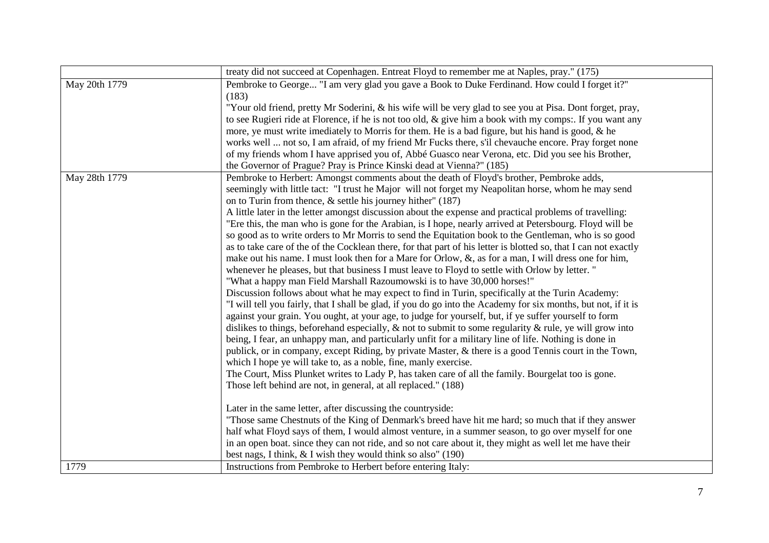| | |
|---|---|
| | treaty did not succeed at Copenhagen. Entreat Floyd to remember me at Naples, pray." (175) |
| May 20th 1779 | Pembroke to George... "I am very glad you gave a Book to Duke Ferdinand. How could I forget it?" (183)<br>"Your old friend, pretty Mr Soderini, & his wife will be very glad to see you at Pisa. Dont forget, pray, to see Rugieri ride at Florence, if he is not too old, & give him a book with my comps:. If you want any more, ye must write imediately to Morris for them. He is a bad figure, but his hand is good, & he works well ... not so, I am afraid, of my friend Mr Fucks there, s'il chevauche encore. Pray forget none of my friends whom I have apprised you of, Abbé Guasco near Verona, etc. Did you see his Brother, the Governor of Prague? Pray is Prince Kinski dead at Vienna?" (185) |
| May 28th 1779 | Pembroke to Herbert: Amongst comments about the death of Floyd's brother, Pembroke adds, seemingly with little tact: "I trust he Major will not forget my Neapolitan horse, whom he may send on to Turin from thence, & settle his journey hither" (187)<br>A little later in the letter amongst discussion about the expense and practical problems of travelling: "Ere this, the man who is gone for the Arabian, is I hope, nearly arrived at Petersbourg. Floyd will be so good as to write orders to Mr Morris to send the Equitation book to the Gentleman, who is so good as to take care of the of the Cocklean there, for that part of his letter is blotted so, that I can not exactly make out his name. I must look then for a Mare for Orlow, &, as for a man, I will dress one for him, whenever he pleases, but that business I must leave to Floyd to settle with Orlow by letter. "<br>"What a happy man Field Marshall Razoumowski is to have 30,000 horses!"<br>Discussion follows about what he may expect to find in Turin, specifically at the Turin Academy:<br>"I will tell you fairly, that I shall be glad, if you do go into the Academy for six months, but not, if it is against your grain. You ought, at your age, to judge for yourself, but, if ye suffer yourself to form dislikes to things, beforehand especially, & not to submit to some regularity & rule, ye will grow into being, I fear, an unhappy man, and particularly unfit for a military line of life. Nothing is done in publick, or in company, except Riding, by private Master, & there is a good Tennis court in the Town, which I hope ye will take to, as a noble, fine, manly exercise.<br>The Court, Miss Plunket writes to Lady P, has taken care of all the family. Bourgelat too is gone. Those left behind are not, in general, at all replaced." (188)<br><br>Later in the same letter, after discussing the countryside:<br>"Those same Chestnuts of the King of Denmark's breed have hit me hard; so much that if they answer half what Floyd says of them, I would almost venture, in a summer season, to go over myself for one in an open boat. since they can not ride, and so not care about it, they might as well let me have their best nags, I think, & I wish they would think so also" (190) |
| 1779 | Instructions from Pembroke to Herbert before entering Italy: |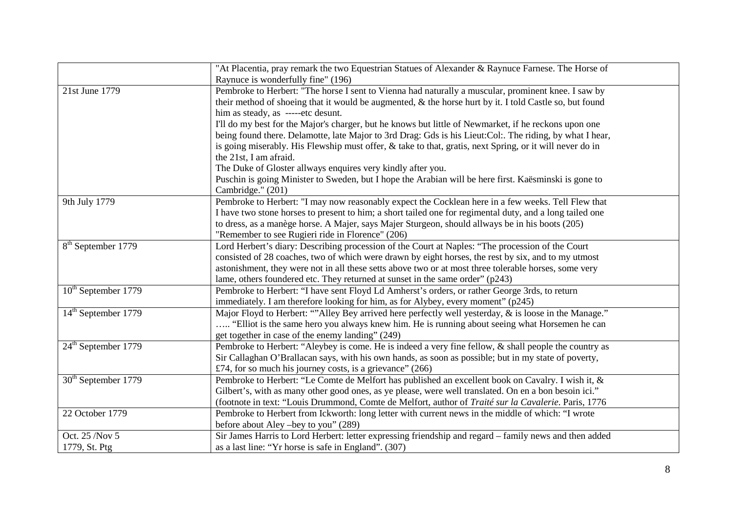| | |
|---|---|
| | "At Placentia, pray remark the two Equestrian Statues of Alexander & Raynuce Farnese. The Horse of Raynuce is wonderfully fine" (196) |
| 21st June 1779 | Pembroke to Herbert: "The horse I sent to Vienna had naturally a muscular, prominent knee. I saw by their method of shoeing that it would be augmented, & the horse hurt by it. I told Castle so, but found him as steady, as -----etc desunt.<br>I'll do my best for the Major's charger, but he knows but little of Newmarket, if he reckons upon one being found there. Delamotte, late Major to 3rd Drag: Gds is his Lieut:Col:. The riding, by what I hear, is going miserably. His Flewship must offer, & take to that, gratis, next Spring, or it will never do in the 21st, I am afraid.<br>The Duke of Gloster allways enquires very kindly after you.<br>Puschin is going Minister to Sweden, but I hope the Arabian will be here first. Kaësminski is gone to Cambridge." (201) |
| 9th July 1779 | Pembroke to Herbert: "I may now reasonably expect the Cocklean here in a few weeks. Tell Flew that I have two stone horses to present to him; a short tailed one for regimental duty, and a long tailed one to dress, as a manège horse. A Majer, says Majer Sturgeon, should allways be in his boots (205)<br>"Remember to see Rugieri ride in Florence" (206) |
| 8th September 1779 | Lord Herbert's diary: Describing procession of the Court at Naples: "The procession of the Court consisted of 28 coaches, two of which were drawn by eight horses, the rest by six, and to my utmost astonishment, they were not in all these setts above two or at most three tolerable horses, some very lame, others foundered etc. They returned at sunset in the same order" (p243) |
| 10th September 1779 | Pembroke to Herbert: "I have sent Floyd Ld Amherst's orders, or rather George 3rds, to return immediately. I am therefore looking for him, as for Alybey, every moment" (p245) |
| 14th September 1779 | Major Floyd to Herbert: ""Alley Bey arrived here perfectly well yesterday, & is loose in the Manage."<br>….. "Elliot is the same hero you always knew him. He is running about seeing what Horsemen he can get together in case of the enemy landing" (249) |
| 24th September 1779 | Pembroke to Herbert: "Aleybey is come. He is indeed a very fine fellow, & shall people the country as Sir Callaghan O'Brallacan says, with his own hands, as soon as possible; but in my state of poverty, £74, for so much his journey costs, is a grievance" (266) |
| 30th September 1779 | Pembroke to Herbert: "Le Comte de Melfort has published an excellent book on Cavalry. I wish it, & Gilbert's, with as many other good ones, as ye please, were well translated. On en a bon besoin ici."<br>(footnote in text: "Louis Drummond, Comte de Melfort, author of *Traité sur la Cavalerie*. Paris, 1776 |
| 22 October 1779 | Pembroke to Herbert from Ickworth: long letter with current news in the middle of which: "I wrote before about Aley –bey to you" (289) |
| Oct. 25 /Nov 5<br>1779, St. Ptg | Sir James Harris to Lord Herbert: letter expressing friendship and regard – family news and then added as a last line: "Yr horse is safe in England". (307) |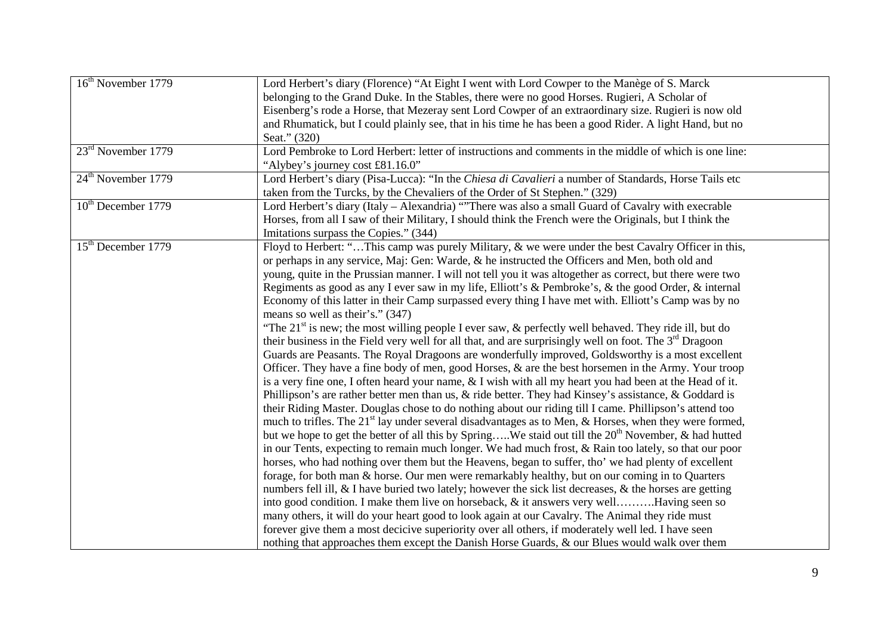| | |
|---|---|
| 16th November 1779 | Lord Herbert's diary (Florence) "At Eight I went with Lord Cowper to the Manège of S. Marck belonging to the Grand Duke. In the Stables, there were no good Horses. Rugieri, A Scholar of Eisenberg's rode a Horse, that Mezeray sent Lord Cowper of an extraordinary size. Rugieri is now old and Rhumatick, but I could plainly see, that in his time he has been a good Rider. A light Hand, but no Seat." (320) |
| 23rd November 1779 | Lord Pembroke to Lord Herbert: letter of instructions and comments in the middle of which is one line: "Alybey's journey cost £81.16.0" |
| 24th November 1779 | Lord Herbert's diary (Pisa-Lucca): "In the *Chiesa di Cavalieri* a number of Standards, Horse Tails etc taken from the Turcks, by the Chevaliers of the Order of St Stephen." (329) |
| 10th December 1779 | Lord Herbert's diary (Italy – Alexandria) ""There was also a small Guard of Cavalry with execrable Horses, from all I saw of their Military, I should think the French were the Originals, but I think the Imitations surpass the Copies." (344) |
| 15th December 1779 | Floyd to Herbert: "…This camp was purely Military, & we were under the best Cavalry Officer in this, or perhaps in any service, Maj: Gen: Warde, & he instructed the Officers and Men, both old and young, quite in the Prussian manner. I will not tell you it was altogether as correct, but there were two Regiments as good as any I ever saw in my life, Elliott's & Pembroke's, & the good Order, & internal Economy of this latter in their Camp surpassed every thing I have met with. Elliott's Camp was by no means so well as their's." (347) "The 21st is new; the most willing people I ever saw, & perfectly well behaved. They ride ill, but do their business in the Field very well for all that, and are surprisingly well on foot. The 3rd Dragoon Guards are Peasants. The Royal Dragoons are wonderfully improved, Goldsworthy is a most excellent Officer. They have a fine body of men, good Horses, & are the best horsemen in the Army. Your troop is a very fine one, I often heard your name, & I wish with all my heart you had been at the Head of it. Phillipson's are rather better men than us, & ride better. They had Kinsey's assistance, & Goddard is their Riding Master. Douglas chose to do nothing about our riding till I came. Phillipson's attend too much to trifles. The 21st lay under several disadvantages as to Men, & Horses, when they were formed, but we hope to get the better of all this by Spring…..We staid out till the 20th November, & had hutted in our Tents, expecting to remain much longer. We had much frost, & Rain too lately, so that our poor horses, who had nothing over them but the Heavens, began to suffer, tho' we had plenty of excellent forage, for both man & horse. Our men were remarkably healthy, but on our coming in to Quarters numbers fell ill, & I have buried two lately; however the sick list decreases, & the horses are getting into good condition. I make them live on horseback, & it answers very well……….Having seen so many others, it will do your heart good to look again at our Cavalry. The Animal they ride must forever give them a most decicive superiority over all others, if moderately well led. I have seen nothing that approaches them except the Danish Horse Guards, & our Blues would walk over them |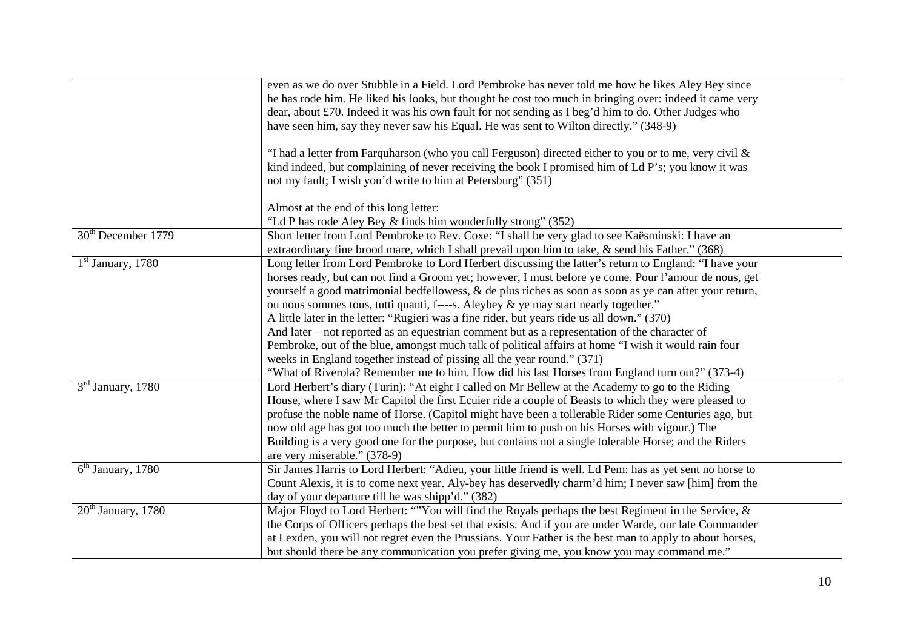| | |
|---|---|
| | even as we do over Stubble in a Field. Lord Pembroke has never told me how he likes Aley Bey since he has rode him. He liked his looks, but thought he cost too much in bringing over: indeed it came very dear, about £70. Indeed it was his own fault for not sending as I beg'd him to do. Other Judges who have seen him, say they never saw his Equal. He was sent to Wilton directly." (348-9)<br><br>"I had a letter from Farquharson (who you call Ferguson) directed either to you or to me, very civil & kind indeed, but complaining of never receiving the book I promised him of Ld P's; you know it was not my fault; I wish you'd write to him at Petersburg" (351)<br><br>Almost at the end of this long letter:<br>"Ld P has rode Aley Bey & finds him wonderfully strong" (352) |
| 30th December 1779 | Short letter from Lord Pembroke to Rev. Coxe: "I shall be very glad to see Kaësminski: I have an extraordinary fine brood mare, which I shall prevail upon him to take, & send his Father." (368) |
| 1st January, 1780 | Long letter from Lord Pembroke to Lord Herbert discussing the latter's return to England: "I have your horses ready, but can not find a Groom yet; however, I must before ye come. Pour l'amour de nous, get yourself a good matrimonial bedfellowess, & de plus riches as soon as soon as ye can after your return, ou nous sommes tous, tutti quanti, f----s. Aleybey & ye may start nearly together."<br>A little later in the letter: "Rugieri was a fine rider, but years ride us all down." (370)<br>And later – not reported as an equestrian comment but as a representation of the character of Pembroke, out of the blue, amongst much talk of political affairs at home "I wish it would rain four weeks in England together instead of pissing all the year round." (371)<br>"What of Riverola? Remember me to him. How did his last Horses from England turn out?" (373-4) |
| 3rd January, 1780 | Lord Herbert's diary (Turin): "At eight I called on Mr Bellew at the Academy to go to the Riding House, where I saw Mr Capitol the first Ecuier ride a couple of Beasts to which they were pleased to profuse the noble name of Horse. (Capitol might have been a tollerable Rider some Centuries ago, but now old age has got too much the better to permit him to push on his Horses with vigour.) The Building is a very good one for the purpose, but contains not a single tolerable Horse; and the Riders are very miserable." (378-9) |
| 6th January, 1780 | Sir James Harris to Lord Herbert: "Adieu, your little friend is well. Ld Pem: has as yet sent no horse to Count Alexis, it is to come next year. Aly-bey has deservedly charm'd him; I never saw [him] from the day of your departure till he was shipp'd." (382) |
| 20th January, 1780 | Major Floyd to Lord Herbert: ""You will find the Royals perhaps the best Regiment in the Service, & the Corps of Officers perhaps the best set that exists. And if you are under Warde, our late Commander at Lexden, you will not regret even the Prussians. Your Father is the best man to apply to about horses, but should there be any communication you prefer giving me, you know you may command me." |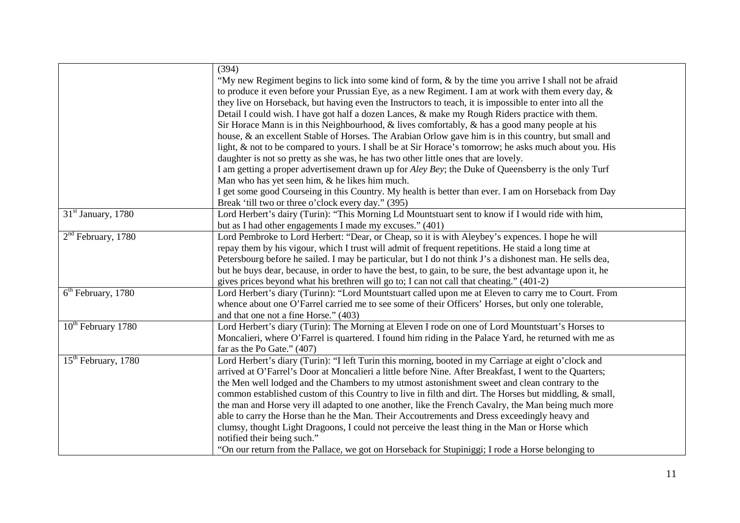| | |
|---|---|
| | (394)<br>"My new Regiment begins to lick into some kind of form, & by the time you arrive I shall not be afraid to produce it even before your Prussian Eye, as a new Regiment. I am at work with them every day, & they live on Horseback, but having even the Instructors to teach, it is impossible to enter into all the Detail I could wish. I have got half a dozen Lances, & make my Rough Riders practice with them.<br>Sir Horace Mann is in this Neighbourhood, & lives comfortably, & has a good many people at his house, & an excellent Stable of Horses. The Arabian Orlow gave him is in this country, but small and light, & not to be compared to yours. I shall be at Sir Horace's tomorrow; he asks much about you. His daughter is not so pretty as she was, he has two other little ones that are lovely.<br>I am getting a proper advertisement drawn up for *Aley Bey*; the Duke of Queensberry is the only Turf Man who has yet seen him, & he likes him much.<br>I get some good Courseing in this Country. My health is better than ever. I am on Horseback from Day Break 'till two or three o'clock every day." (395) |
| 31st January, 1780 | Lord Herbert's dairy (Turin): "This Morning Ld Mountstuart sent to know if I would ride with him, but as I had other engagements I made my excuses." (401) |
| 2nd February, 1780 | Lord Pembroke to Lord Herbert: "Dear, or Cheap, so it is with Aleybey's expences. I hope he will repay them by his vigour, which I trust will admit of frequent repetitions. He staid a long time at Petersbourg before he sailed. I may be particular, but I do not think J's a dishonest man. He sells dea, but he buys dear, because, in order to have the best, to gain, to be sure, the best advantage upon it, he gives prices beyond what his brethren will go to; I can not call that cheating." (401-2) |
| 6th February, 1780 | Lord Herbert's diary (Turinn): "Lord Mountstuart called upon me at Eleven to carry me to Court. From whence about one O'Farrel carried me to see some of their Officers' Horses, but only one tolerable, and that one not a fine Horse." (403) |
| 10th February 1780 | Lord Herbert's diary (Turin): The Morning at Eleven I rode on one of Lord Mountstuart's Horses to Moncalieri, where O'Farrel is quartered. I found him riding in the Palace Yard, he returned with me as far as the Po Gate." (407) |
| 15th February, 1780 | Lord Herbert's diary (Turin): "I left Turin this morning, booted in my Carriage at eight o'clock and arrived at O'Farrel's Door at Moncalieri a little before Nine. After Breakfast, I went to the Quarters; the Men well lodged and the Chambers to my utmost astonishment sweet and clean contrary to the common established custom of this Country to live in filth and dirt. The Horses but middling, & small, the man and Horse very ill adapted to one another, like the French Cavalry, the Man being much more able to carry the Horse than he the Man. Their Accoutrements and Dress exceedingly heavy and clumsy, thought Light Dragoons, I could not perceive the least thing in the Man or Horse which notified their being such."<br>"On our return from the Pallace, we got on Horseback for Stupiniggi; I rode a Horse belonging to |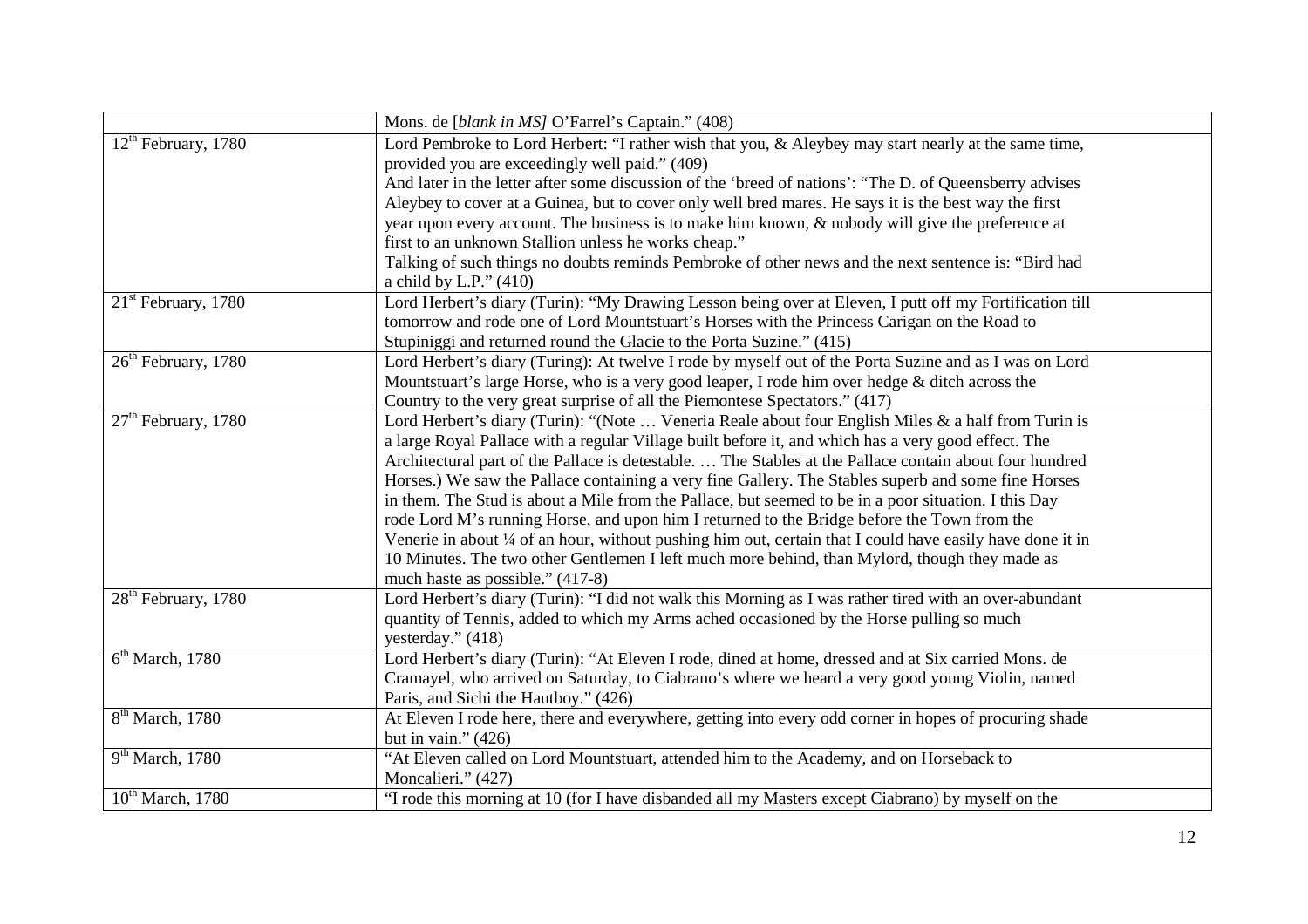| | |
|---|---|
| | Mons. de [*blank in MS]* O'Farrel's Captain." (408) |
| 12th February, 1780 | Lord Pembroke to Lord Herbert: "I rather wish that you, & Aleybey may start nearly at the same time, provided you are exceedingly well paid." (409)<br>And later in the letter after some discussion of the 'breed of nations': "The D. of Queensberry advises Aleybey to cover at a Guinea, but to cover only well bred mares. He says it is the best way the first year upon every account. The business is to make him known, & nobody will give the preference at first to an unknown Stallion unless he works cheap."<br>Talking of such things no doubts reminds Pembroke of other news and the next sentence is: "Bird had a child by L.P." (410) |
| 21st February, 1780 | Lord Herbert's diary (Turin): "My Drawing Lesson being over at Eleven, I putt off my Fortification till tomorrow and rode one of Lord Mountstuart's Horses with the Princess Carigan on the Road to Stupiniggi and returned round the Glacie to the Porta Suzine." (415) |
| 26th February, 1780 | Lord Herbert's diary (Turing): At twelve I rode by myself out of the Porta Suzine and as I was on Lord Mountstuart's large Horse, who is a very good leaper, I rode him over hedge & ditch across the Country to the very great surprise of all the Piemontese Spectators." (417) |
| 27th February, 1780 | Lord Herbert's diary (Turin): "(Note … Veneria Reale about four English Miles & a half from Turin is a large Royal Pallace with a regular Village built before it, and which has a very good effect. The Architectural part of the Pallace is detestable. … The Stables at the Pallace contain about four hundred Horses.) We saw the Pallace containing a very fine Gallery. The Stables superb and some fine Horses in them. The Stud is about a Mile from the Pallace, but seemed to be in a poor situation. I this Day rode Lord M's running Horse, and upon him I returned to the Bridge before the Town from the Venerie in about ¼ of an hour, without pushing him out, certain that I could have easily have done it in 10 Minutes. The two other Gentlemen I left much more behind, than Mylord, though they made as much haste as possible." (417-8) |
| 28th February, 1780 | Lord Herbert's diary (Turin): "I did not walk this Morning as I was rather tired with an over-abundant quantity of Tennis, added to which my Arms ached occasioned by the Horse pulling so much yesterday." (418) |
| 6th March, 1780 | Lord Herbert's diary (Turin): "At Eleven I rode, dined at home, dressed and at Six carried Mons. de Cramayel, who arrived on Saturday, to Ciabrano's where we heard a very good young Violin, named Paris, and Sichi the Hautboy." (426) |
| 8th March, 1780 | At Eleven I rode here, there and everywhere, getting into every odd corner in hopes of procuring shade but in vain." (426) |
| 9th March, 1780 | "At Eleven called on Lord Mountstuart, attended him to the Academy, and on Horseback to Moncalieri." (427) |
| 10th March, 1780 | "I rode this morning at 10 (for I have disbanded all my Masters except Ciabrano) by myself on the |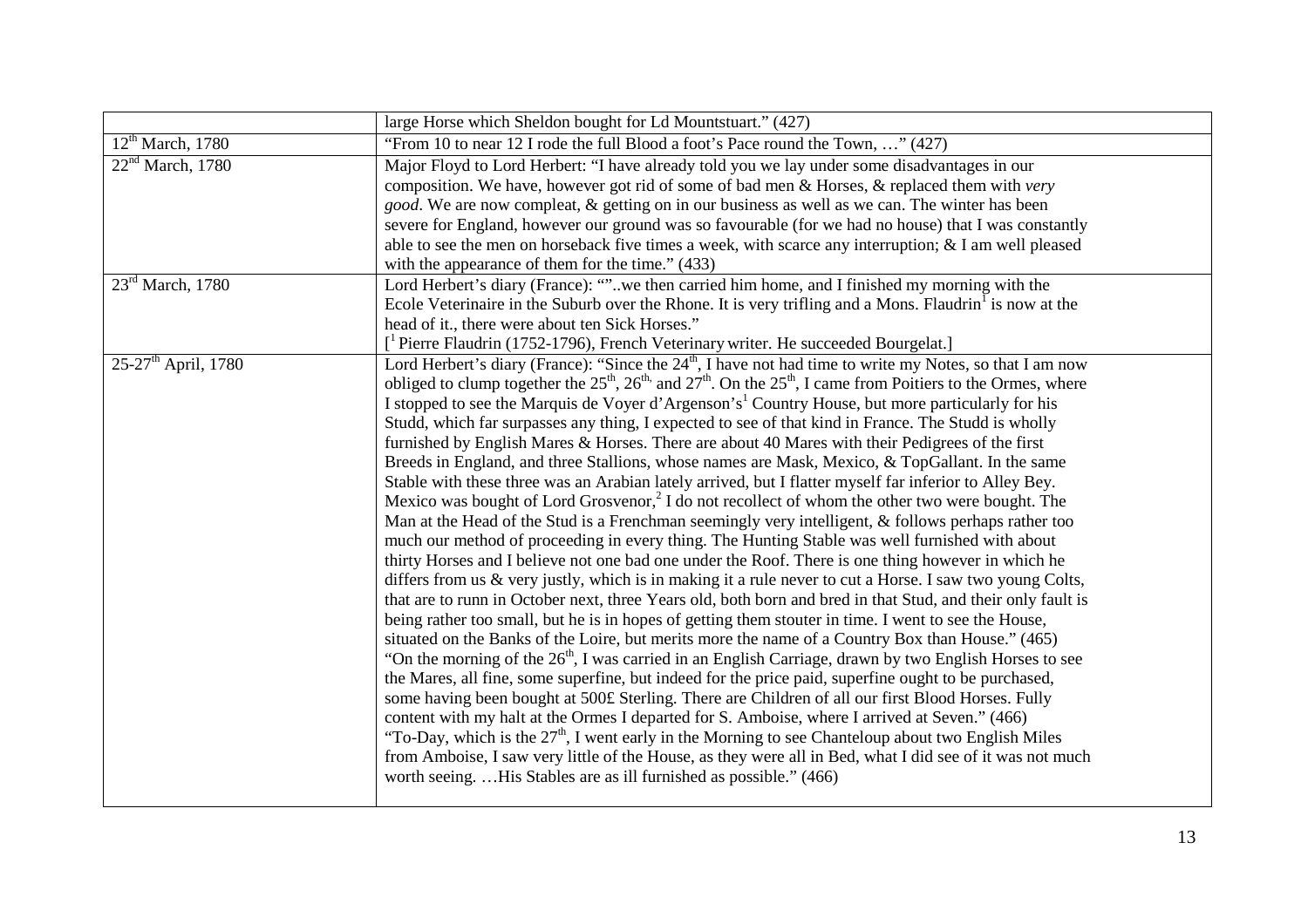| | |
|---|---|
| | large Horse which Sheldon bought for Ld Mountstuart." (427) |
| 12th March, 1780 | "From 10 to near 12 I rode the full Blood a foot's Pace round the Town, …" (427) |
| 22nd March, 1780 | Major Floyd to Lord Herbert: "I have already told you we lay under some disadvantages in our composition. We have, however got rid of some of bad men & Horses, & replaced them with *very good*. We are now compleat, & getting on in our business as well as we can. The winter has been severe for England, however our ground was so favourable (for we had no house) that I was constantly able to see the men on horseback five times a week, with scarce any interruption; & I am well pleased with the appearance of them for the time." (433) |
| 23rd March, 1780 | Lord Herbert's diary (France): ""..we then carried him home, and I finished my morning with the Ecole Veterinaire in the Suburb over the Rhone. It is very trifling and a Mons. Flaudrin[1] is now at the head of it., there were about ten Sick Horses." [[1] Pierre Flaudrin (1752-1796), French Veterinary writer. He succeeded Bourgelat.] |
| 25-27th April, 1780 | Lord Herbert's diary (France): "Since the 24th, I have not had time to write my Notes, so that I am now obliged to clump together the 25th, 26th, and 27th. On the 25th, I came from Poitiers to the Ormes, where I stopped to see the Marquis de Voyer d'Argenson's[1] Country House, but more particularly for his Studd, which far surpasses any thing, I expected to see of that kind in France. The Studd is wholly furnished by English Mares & Horses. There are about 40 Mares with their Pedigrees of the first Breeds in England, and three Stallions, whose names are Mask, Mexico, & TopGallant. In the same Stable with these three was an Arabian lately arrived, but I flatter myself far inferior to Alley Bey. Mexico was bought of Lord Grosvenor,[2] I do not recollect of whom the other two were bought. The Man at the Head of the Stud is a Frenchman seemingly very intelligent, & follows perhaps rather too much our method of proceeding in every thing. The Hunting Stable was well furnished with about thirty Horses and I believe not one bad one under the Roof. There is one thing however in which he differs from us & very justly, which is in making it a rule never to cut a Horse. I saw two young Colts, that are to runn in October next, three Years old, both born and bred in that Stud, and their only fault is being rather too small, but he is in hopes of getting them stouter in time. I went to see the House, situated on the Banks of the Loire, but merits more the name of a Country Box than House." (465) "On the morning of the 26th, I was carried in an English Carriage, drawn by two English Horses to see the Mares, all fine, some superfine, but indeed for the price paid, superfine ought to be purchased, some having been bought at 500£ Sterling. There are Children of all our first Blood Horses. Fully content with my halt at the Ormes I departed for S. Amboise, where I arrived at Seven." (466) "To-Day, which is the 27th, I went early in the Morning to see Chanteloup about two English Miles from Amboise, I saw very little of the House, as they were all in Bed, what I did see of it was not much worth seeing. …His Stables are as ill furnished as possible." (466) |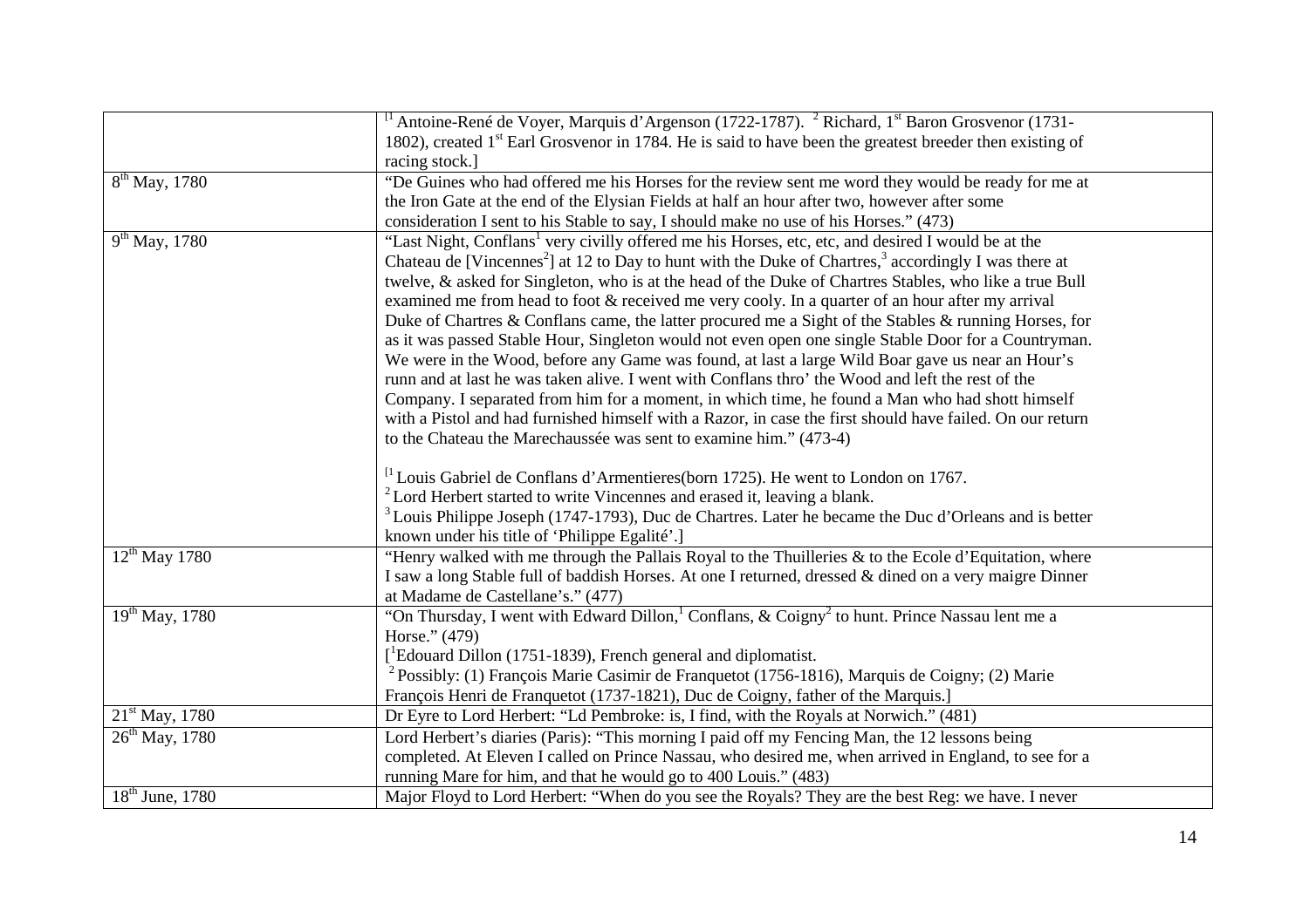| | |
|---|---|
| | [[1] Antoine-René de Voyer, Marquis d'Argenson (1722-1787). [2] Richard, 1st Baron Grosvenor (1731-1802), created 1st Earl Grosvenor in 1784. He is said to have been the greatest breeder then existing of racing stock.] |
| 8th May, 1780 | "De Guines who had offered me his Horses for the review sent me word they would be ready for me at the Iron Gate at the end of the Elysian Fields at half an hour after two, however after some consideration I sent to his Stable to say, I should make no use of his Horses." (473) |
| 9th May, 1780 | "Last Night, Conflans[1] very civilly offered me his Horses, etc, etc, and desired I would be at the Chateau de [Vincennes[2]] at 12 to Day to hunt with the Duke of Chartres,[3] accordingly I was there at twelve, & asked for Singleton, who is at the head of the Duke of Chartres Stables, who like a true Bull examined me from head to foot & received me very cooly. In a quarter of an hour after my arrival Duke of Chartres & Conflans came, the latter procured me a Sight of the Stables & running Horses, for as it was passed Stable Hour, Singleton would not even open one single Stable Door for a Countryman. We were in the Wood, before any Game was found, at last a large Wild Boar gave us near an Hour's runn and at last he was taken alive. I went with Conflans thro' the Wood and left the rest of the Company. I separated from him for a moment, in which time, he found a Man who had shott himself with a Pistol and had furnished himself with a Razor, in case the first should have failed. On our return to the Chateau the Marechaussée was sent to examine him." (473-4)<br><br>[[1] Louis Gabriel de Conflans d'Armentieres(born 1725). He went to London on 1767.<br>[2] Lord Herbert started to write Vincennes and erased it, leaving a blank.<br>[3] Louis Philippe Joseph (1747-1793), Duc de Chartres. Later he became the Duc d'Orleans and is better known under his title of 'Philippe Egalité'.] |
| 12th May 1780 | "Henry walked with me through the Pallais Royal to the Thuilleries & to the Ecole d'Equitation, where I saw a long Stable full of baddish Horses. At one I returned, dressed & dined on a very maigre Dinner at Madame de Castellane's." (477) |
| 19th May, 1780 | "On Thursday, I went with Edward Dillon,[1] Conflans, & Coigny[2] to hunt. Prince Nassau lent me a Horse." (479)<br>[[1]Edouard Dillon (1751-1839), French general and diplomatist.<br>[2] Possibly: (1) François Marie Casimir de Franquetot (1756-1816), Marquis de Coigny; (2) Marie François Henri de Franquetot (1737-1821), Duc de Coigny, father of the Marquis.] |
| 21st May, 1780 | Dr Eyre to Lord Herbert: "Ld Pembroke: is, I find, with the Royals at Norwich." (481) |
| 26th May, 1780 | Lord Herbert's diaries (Paris): "This morning I paid off my Fencing Man, the 12 lessons being completed. At Eleven I called on Prince Nassau, who desired me, when arrived in England, to see for a running Mare for him, and that he would go to 400 Louis." (483) |
| 18th June, 1780 | Major Floyd to Lord Herbert: "When do you see the Royals? They are the best Reg: we have. I never |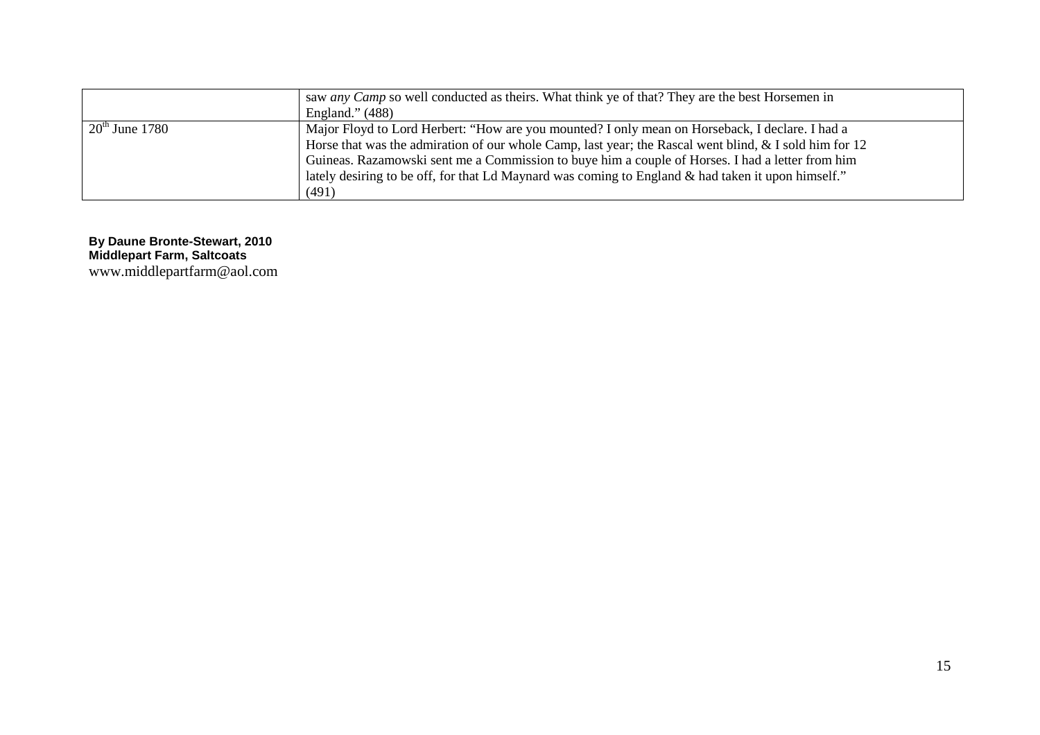| | |
|---|---|
| | saw *any Camp* so well conducted as theirs. What think ye of that? They are the best Horsemen in England." (488) |
| 20th June 1780 | Major Floyd to Lord Herbert: "How are you mounted? I only mean on Horseback, I declare. I had a Horse that was the admiration of our whole Camp, last year; the Rascal went blind, & I sold him for 12 Guineas. Razamowski sent me a Commission to buye him a couple of Horses. I had a letter from him lately desiring to be off, for that Ld Maynard was coming to England & had taken it upon himself." (491) |

**By Daune Bronte-Stewart, 2010**
**Middlepart Farm, Saltcoats**
www.middlepartfarm@aol.com